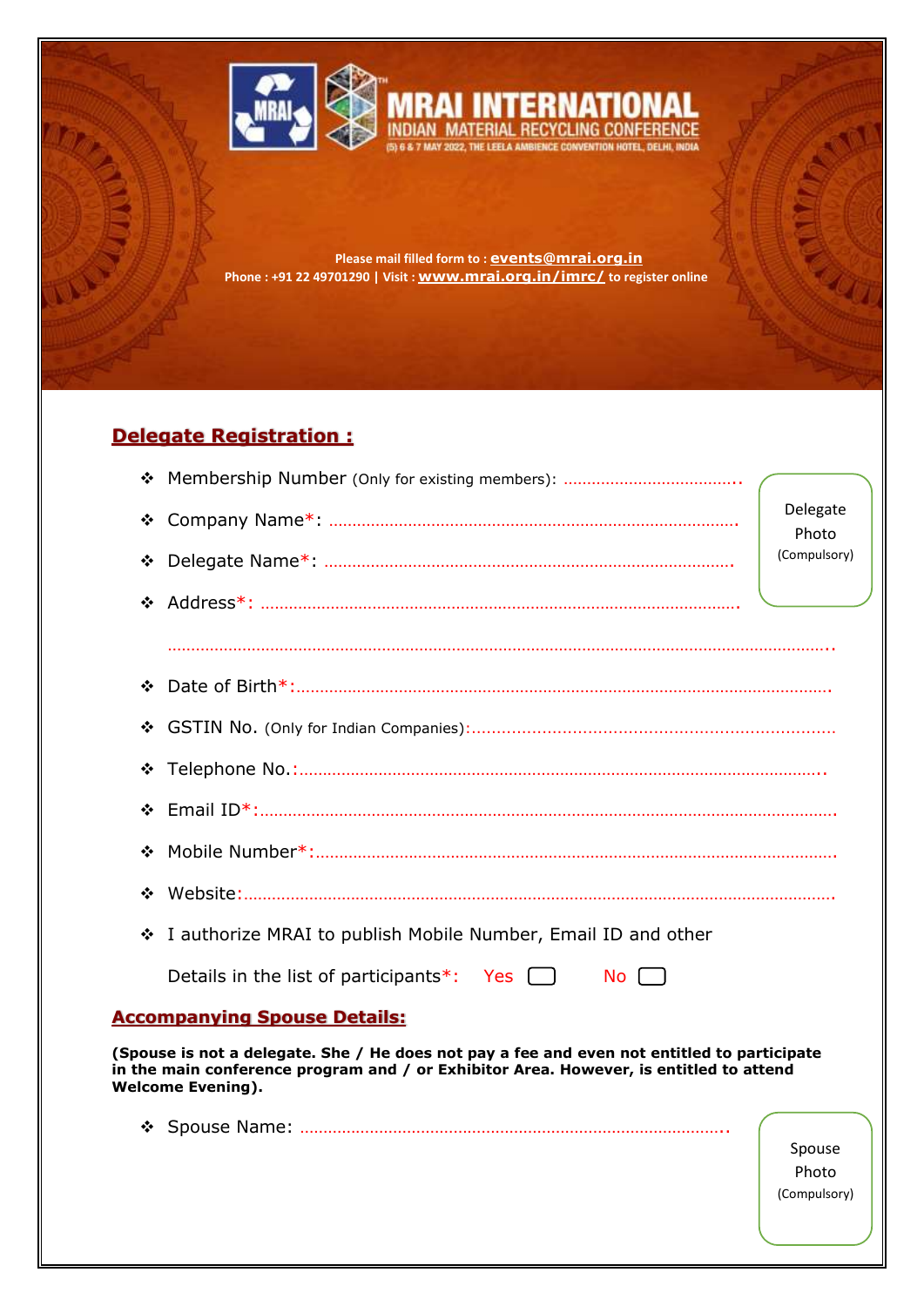# MRAI INTERNATIONAL

INDIAN MATERIAL RECYCLING CONFERENCE

(5) 6 & 7 MAY 2022, THE LEELA AMBIENCE CONVENTION HOTEL, DELHI, INDIA

**Please mail filled form to : events@mrai.org.in**

**Phone : +91 22 49701290 | Visit : www.mrai.org.in/imrc/ to register online**

## Delegate Registration :

- Membership Number (Only for existing members): ……………………………….
- Company Name*: ………………………………………………………………………………
- Delegate Name*: ………………………………………………………………………………
- Address*: ………………………………………………………………………………………

  ……………………………………………………………………………………………………………..
- Date of Birth*:……………………………………………………………………………………….
- GSTIN No. (Only for Indian Companies):………………………………………………………
- Telephone No.:…………………………………………………………………………………..
- Email ID*:………………………………………………………………………………………….
- Mobile Number*:………………………………………………………………………………….
- Website:……………………………………………………………………………………………
- I authorize MRAI to publish Mobile Number, Email ID and other

  Details in the list of participants*: Yes ☐ No ☐

Delegate Photo (Compulsory)

## Accompanying Spouse Details:

**(Spouse is not a delegate. She / He does not pay a fee and even not entitled to participate in the main conference program and / or Exhibitor Area. However, is entitled to attend Welcome Evening).**

- Spouse Name: ……………………………………………………………………………..

Spouse Photo (Compulsory)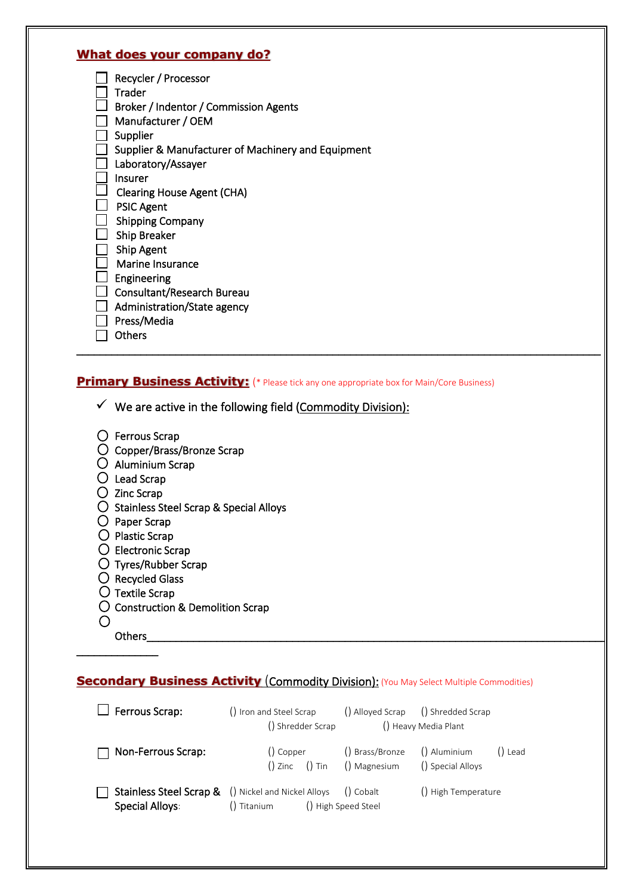## What does your company do?

- ☐ Recycler / Processor
- ☐ Trader
- ☐ Broker / Indentor / Commission Agents
- ☐ Manufacturer / OEM
- ☐ Supplier
- ☐ Supplier & Manufacturer of Machinery and Equipment
- ☐ Laboratory/Assayer
- ☐ Insurer
- ☐ Clearing House Agent (CHA)
- ☐ PSIC Agent
- ☐ Shipping Company
- ☐ Ship Breaker
- ☐ Ship Agent
- ☐ Marine Insurance
- ☐ Engineering
- ☐ Consultant/Research Bureau
- ☐ Administration/State agency
- ☐ Press/Media
- ☐ Others

---

## Primary Business Activity: (* Please tick any one appropriate box for Main/Core Business)

✓ We are active in the following field (Commodity Division):

- ○ Ferrous Scrap
- ○ Copper/Brass/Bronze Scrap
- ○ Aluminium Scrap
- ○ Lead Scrap
- ○ Zinc Scrap
- ○ Stainless Steel Scrap & Special Alloys
- ○ Paper Scrap
- ○ Plastic Scrap
- ○ Electronic Scrap
- ○ Tyres/Rubber Scrap
- ○ Recycled Glass
- ○ Textile Scrap
- ○ Construction & Demolition Scrap
- ○ Others________________________________________________________________________________

## Secondary Business Activity (Commodity Division): (You May Select Multiple Commodities)

☐ Ferrous Scrap: () Iron and Steel Scrap () Alloyed Scrap () Shredded Scrap () Shredder Scrap () Heavy Media Plant

☐ Non-Ferrous Scrap: () Copper () Brass/Bronze () Aluminium () Lead () Zinc () Tin () Magnesium () Special Alloys

☐ Stainless Steel Scrap & Special Alloys: () Nickel and Nickel Alloys () Cobalt () High Temperature () Titanium () High Speed Steel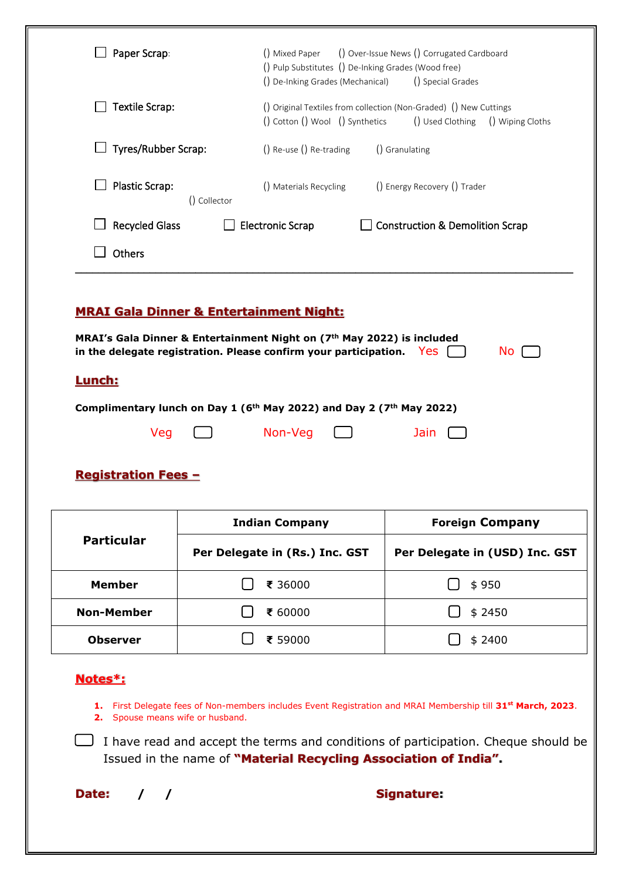☐ Paper Scrap: () Mixed Paper () Over-Issue News () Corrugated Cardboard () Pulp Substitutes () De-Inking Grades (Wood free) () De-Inking Grades (Mechanical) () Special Grades

☐ Textile Scrap: () Original Textiles from collection (Non-Graded) () New Cuttings () Cotton () Wool () Synthetics () Used Clothing () Wiping Cloths

☐ Tyres/Rubber Scrap: () Re-use () Re-trading () Granulating

☐ Plastic Scrap: () Materials Recycling () Energy Recovery () Trader () Collector

☐ Recycled Glass ☐ Electronic Scrap ☐ Construction & Demolition Scrap

☐ Others

---

## MRAI Gala Dinner & Entertainment Night:

**MRAI's Gala Dinner & Entertainment Night on (7th May 2022) is included in the delegate registration. Please confirm your participation.** Yes ☐ No ☐

## Lunch:

**Complimentary lunch on Day 1 (6th May 2022) and Day 2 (7th May 2022)**

Veg ☐ Non-Veg ☐ Jain ☐

## Registration Fees –

| Particular | Indian Company | Foreign Company |
|---|---|---|
| | Per Delegate in (Rs.) Inc. GST | Per Delegate in (USD) Inc. GST |
| Member | ☐ ₹ 36000 | ☐ $ 950 |
| Non-Member | ☐ ₹ 60000 | ☐ $ 2450 |
| Observer | ☐ ₹ 59000 | ☐ $ 2400 |

## Notes*:

1. First Delegate fees of Non-members includes Event Registration and MRAI Membership till **31st March, 2023**.
2. Spouse means wife or husband.

☐ I have read and accept the terms and conditions of participation. Cheque should be Issued in the name of **"Material Recycling Association of India".**

**Date:** / /

**Signature:**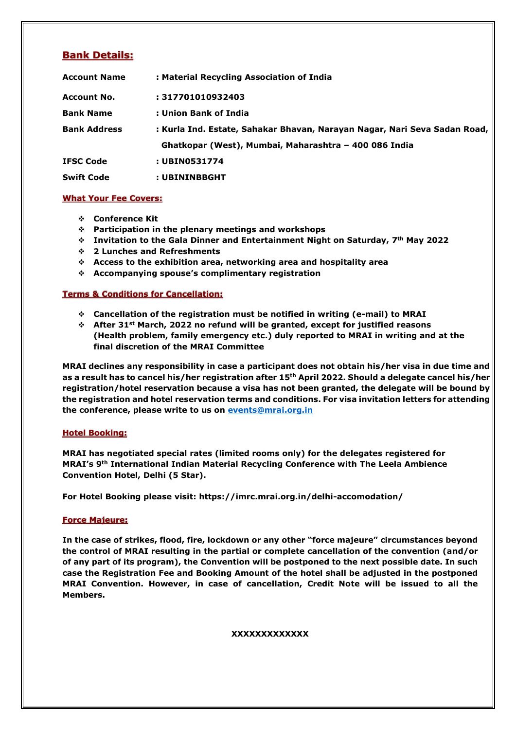## Bank Details:

| | |
|---|---|
| **Account Name** | **: Material Recycling Association of India** |
| **Account No.** | **: 317701010932403** |
| **Bank Name** | **: Union Bank of India** |
| **Bank Address** | **: Kurla Ind. Estate, Sahakar Bhavan, Narayan Nagar, Nari Seva Sadan Road, Ghatkopar (West), Mumbai, Maharashtra – 400 086 India** |
| **IFSC Code** | **: UBIN0531774** |
| **Swift Code** | **: UBININBBGHT** |

### What Your Fee Covers:

- **Conference Kit**
- **Participation in the plenary meetings and workshops**
- **Invitation to the Gala Dinner and Entertainment Night on Saturday, 7th May 2022**
- **2 Lunches and Refreshments**
- **Access to the exhibition area, networking area and hospitality area**
- **Accompanying spouse's complimentary registration**

### Terms & Conditions for Cancellation:

- **Cancellation of the registration must be notified in writing (e-mail) to MRAI**
- **After 31st March, 2022 no refund will be granted, except for justified reasons (Health problem, family emergency etc.) duly reported to MRAI in writing and at the final discretion of the MRAI Committee**

**MRAI declines any responsibility in case a participant does not obtain his/her visa in due time and as a result has to cancel his/her registration after 15th April 2022. Should a delegate cancel his/her registration/hotel reservation because a visa has not been granted, the delegate will be bound by the registration and hotel reservation terms and conditions. For visa invitation letters for attending the conference, please write to us on events@mrai.org.in**

### Hotel Booking:

**MRAI has negotiated special rates (limited rooms only) for the delegates registered for MRAI's 9th International Indian Material Recycling Conference with The Leela Ambience Convention Hotel, Delhi (5 Star).**

**For Hotel Booking please visit: https://imrc.mrai.org.in/delhi-accomodation/**

### Force Majeure:

**In the case of strikes, flood, fire, lockdown or any other "force majeure" circumstances beyond the control of MRAI resulting in the partial or complete cancellation of the convention (and/or of any part of its program), the Convention will be postponed to the next possible date. In such case the Registration Fee and Booking Amount of the hotel shall be adjusted in the postponed MRAI Convention. However, in case of cancellation, Credit Note will be issued to all the Members.**

**XXXXXXXXXXXX**